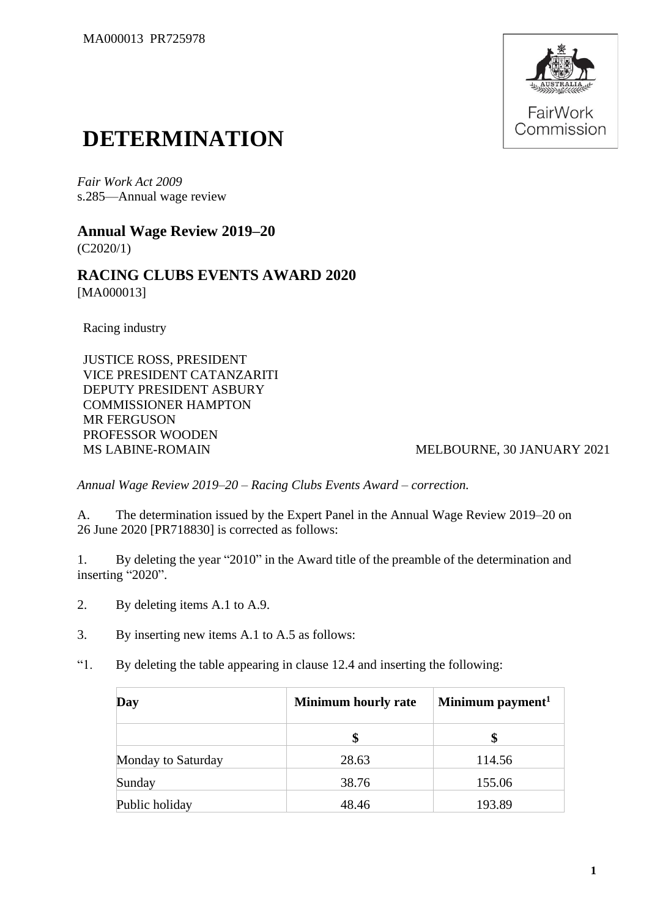MA000013 PR725978

# DETERMINATION

*Fair Work Act 2009*
s.285—Annual wage review

## Annual Wage Review 2019–20

(C2020/1)

## RACING CLUBS EVENTS AWARD 2020

[MA000013]

Racing industry

JUSTICE ROSS, PRESIDENT
VICE PRESIDENT CATANZARITI
DEPUTY PRESIDENT ASBURY
COMMISSIONER HAMPTON
MR FERGUSON
PROFESSOR WOODEN
MS LABINE-ROMAIN

MELBOURNE, 30 JANUARY 2021

*Annual Wage Review 2019–20 – Racing Clubs Events Award – correction.*

A. The determination issued by the Expert Panel in the Annual Wage Review 2019–20 on 26 June 2020 [PR718830] is corrected as follows:

1. By deleting the year "2010" in the Award title of the preamble of the determination and inserting "2020".

2. By deleting items A.1 to A.9.

3. By inserting new items A.1 to A.5 as follows:

"1. By deleting the table appearing in clause 12.4 and inserting the following:

| Day | Minimum hourly rate | Minimum payment[1] |
|---|---|---|
| | $ | $ |
| Monday to Saturday | 28.63 | 114.56 |
| Sunday | 38.76 | 155.06 |
| Public holiday | 48.46 | 193.89 |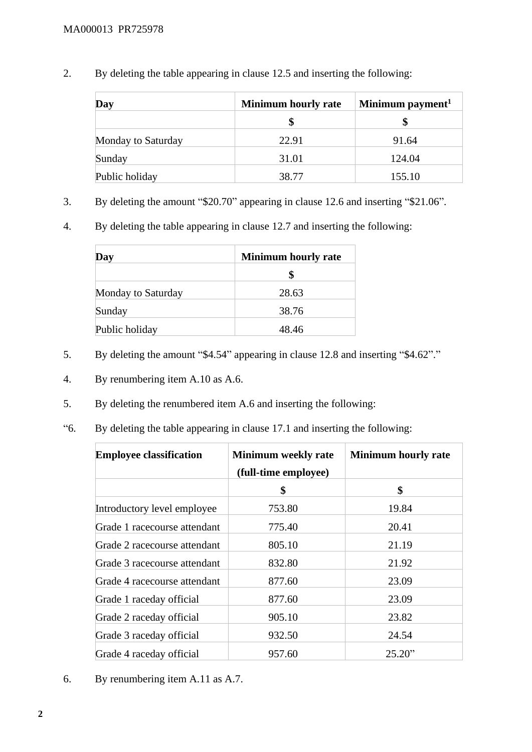2. By deleting the table appearing in clause 12.5 and inserting the following:

| Day | Minimum hourly rate | Minimum payment[1] |
|---|---|---|
| | $ | $ |
| Monday to Saturday | 22.91 | 91.64 |
| Sunday | 31.01 | 124.04 |
| Public holiday | 38.77 | 155.10 |

3. By deleting the amount "$20.70" appearing in clause 12.6 and inserting "$21.06".

4. By deleting the table appearing in clause 12.7 and inserting the following:

| Day | Minimum hourly rate |
|---|---|
| | $ |
| Monday to Saturday | 28.63 |
| Sunday | 38.76 |
| Public holiday | 48.46 |

5. By deleting the amount "$4.54" appearing in clause 12.8 and inserting "$4.62"."

4. By renumbering item A.10 as A.6.

5. By deleting the renumbered item A.6 and inserting the following:

"6. By deleting the table appearing in clause 17.1 and inserting the following:

| Employee classification | Minimum weekly rate (full-time employee) | Minimum hourly rate |
|---|---|---|
| | $ | $ |
| Introductory level employee | 753.80 | 19.84 |
| Grade 1 racecourse attendant | 775.40 | 20.41 |
| Grade 2 racecourse attendant | 805.10 | 21.19 |
| Grade 3 racecourse attendant | 832.80 | 21.92 |
| Grade 4 racecourse attendant | 877.60 | 23.09 |
| Grade 1 raceday official | 877.60 | 23.09 |
| Grade 2 raceday official | 905.10 | 23.82 |
| Grade 3 raceday official | 932.50 | 24.54 |
| Grade 4 raceday official | 957.60 | 25.20" |

6. By renumbering item A.11 as A.7.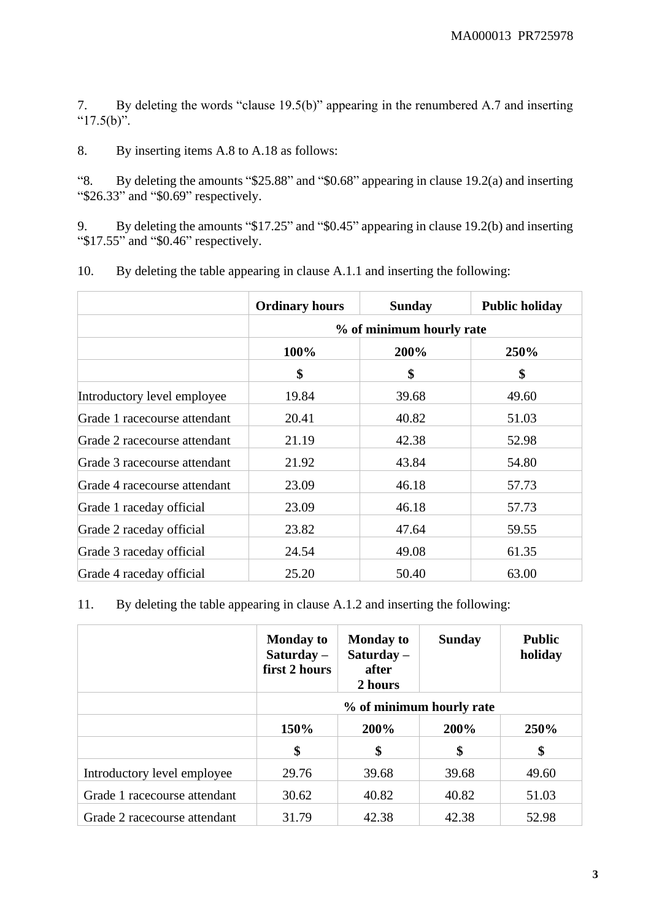7. By deleting the words "clause 19.5(b)" appearing in the renumbered A.7 and inserting "17.5(b)".

8. By inserting items A.8 to A.18 as follows:

"8. By deleting the amounts "$25.88" and "$0.68" appearing in clause 19.2(a) and inserting "$26.33" and "$0.69" respectively.

9. By deleting the amounts "$17.25" and "$0.45" appearing in clause 19.2(b) and inserting "$17.55" and "$0.46" respectively.

10. By deleting the table appearing in clause A.1.1 and inserting the following:

| | Ordinary hours | Sunday | Public holiday |
|---|---|---|---|
| | % of minimum hourly rate | | |
| | 100% | 200% | 250% |
| | $ | $ | $ |
| Introductory level employee | 19.84 | 39.68 | 49.60 |
| Grade 1 racecourse attendant | 20.41 | 40.82 | 51.03 |
| Grade 2 racecourse attendant | 21.19 | 42.38 | 52.98 |
| Grade 3 racecourse attendant | 21.92 | 43.84 | 54.80 |
| Grade 4 racecourse attendant | 23.09 | 46.18 | 57.73 |
| Grade 1 raceday official | 23.09 | 46.18 | 57.73 |
| Grade 2 raceday official | 23.82 | 47.64 | 59.55 |
| Grade 3 raceday official | 24.54 | 49.08 | 61.35 |
| Grade 4 raceday official | 25.20 | 50.40 | 63.00 |

11. By deleting the table appearing in clause A.1.2 and inserting the following:

| | Monday to Saturday – first 2 hours | Monday to Saturday – after 2 hours | Sunday | Public holiday |
|---|---|---|---|---|
| | % of minimum hourly rate | | | |
| | 150% | 200% | 200% | 250% |
| | $ | $ | $ | $ |
| Introductory level employee | 29.76 | 39.68 | 39.68 | 49.60 |
| Grade 1 racecourse attendant | 30.62 | 40.82 | 40.82 | 51.03 |
| Grade 2 racecourse attendant | 31.79 | 42.38 | 42.38 | 52.98 |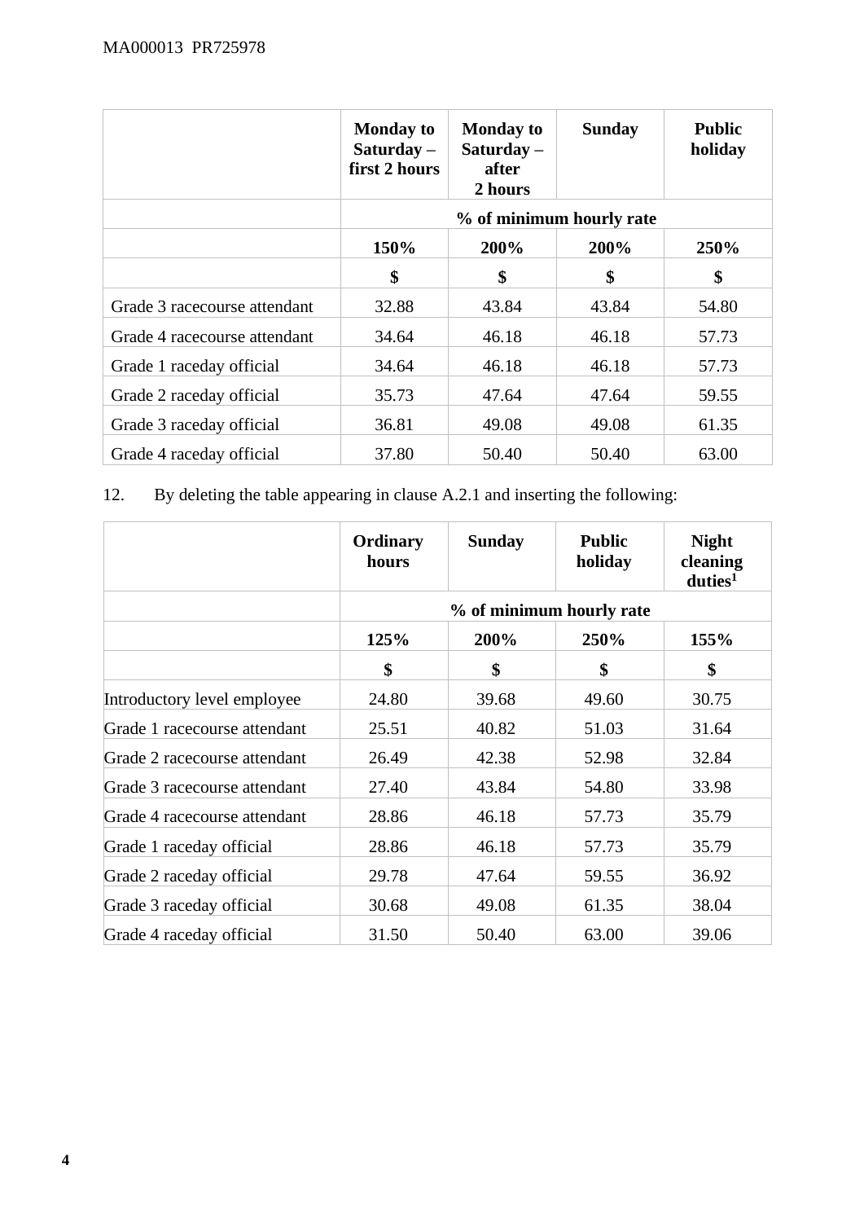| | Monday to Saturday – first 2 hours | Monday to Saturday – after 2 hours | Sunday | Public holiday |
|---|---|---|---|---|
| | % of minimum hourly rate | | | |
| | 150% | 200% | 200% | 250% |
| | $ | $ | $ | $ |
| Grade 3 racecourse attendant | 32.88 | 43.84 | 43.84 | 54.80 |
| Grade 4 racecourse attendant | 34.64 | 46.18 | 46.18 | 57.73 |
| Grade 1 raceday official | 34.64 | 46.18 | 46.18 | 57.73 |
| Grade 2 raceday official | 35.73 | 47.64 | 47.64 | 59.55 |
| Grade 3 raceday official | 36.81 | 49.08 | 49.08 | 61.35 |
| Grade 4 raceday official | 37.80 | 50.40 | 50.40 | 63.00 |

12. By deleting the table appearing in clause A.2.1 and inserting the following:

| | Ordinary hours | Sunday | Public holiday | Night cleaning duties[1] |
|---|---|---|---|---|
| | % of minimum hourly rate | | | |
| | 125% | 200% | 250% | 155% |
| | $ | $ | $ | $ |
| Introductory level employee | 24.80 | 39.68 | 49.60 | 30.75 |
| Grade 1 racecourse attendant | 25.51 | 40.82 | 51.03 | 31.64 |
| Grade 2 racecourse attendant | 26.49 | 42.38 | 52.98 | 32.84 |
| Grade 3 racecourse attendant | 27.40 | 43.84 | 54.80 | 33.98 |
| Grade 4 racecourse attendant | 28.86 | 46.18 | 57.73 | 35.79 |
| Grade 1 raceday official | 28.86 | 46.18 | 57.73 | 35.79 |
| Grade 2 raceday official | 29.78 | 47.64 | 59.55 | 36.92 |
| Grade 3 raceday official | 30.68 | 49.08 | 61.35 | 38.04 |
| Grade 4 raceday official | 31.50 | 50.40 | 63.00 | 39.06 |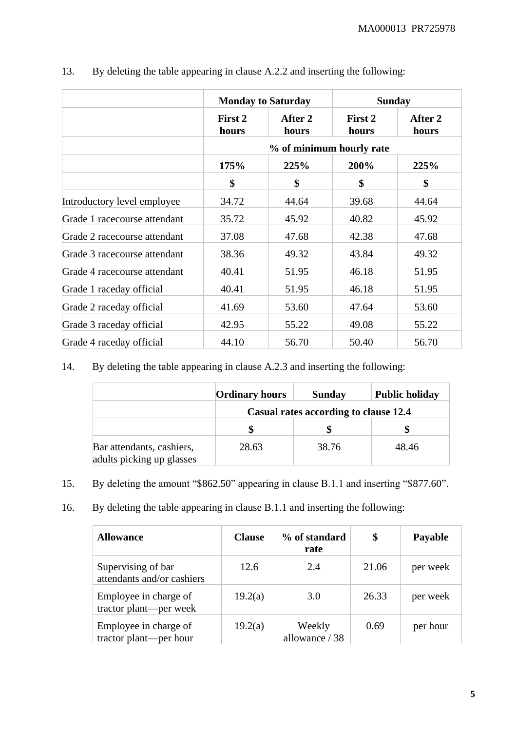13. By deleting the table appearing in clause A.2.2 and inserting the following:

| | Monday to Saturday | | Sunday | |
|---|---|---|---|---|
| | First 2 hours | After 2 hours | First 2 hours | After 2 hours |
| | % of minimum hourly rate | | | |
| | 175% | 225% | 200% | 225% |
| | $ | $ | $ | $ |
| Introductory level employee | 34.72 | 44.64 | 39.68 | 44.64 |
| Grade 1 racecourse attendant | 35.72 | 45.92 | 40.82 | 45.92 |
| Grade 2 racecourse attendant | 37.08 | 47.68 | 42.38 | 47.68 |
| Grade 3 racecourse attendant | 38.36 | 49.32 | 43.84 | 49.32 |
| Grade 4 racecourse attendant | 40.41 | 51.95 | 46.18 | 51.95 |
| Grade 1 raceday official | 40.41 | 51.95 | 46.18 | 51.95 |
| Grade 2 raceday official | 41.69 | 53.60 | 47.64 | 53.60 |
| Grade 3 raceday official | 42.95 | 55.22 | 49.08 | 55.22 |
| Grade 4 raceday official | 44.10 | 56.70 | 50.40 | 56.70 |

14. By deleting the table appearing in clause A.2.3 and inserting the following:

| | Ordinary hours | Sunday | Public holiday |
|---|---|---|---|
| | Casual rates according to clause 12.4 | | |
| | $ | $ | $ |
| Bar attendants, cashiers, adults picking up glasses | 28.63 | 38.76 | 48.46 |

15. By deleting the amount "$862.50" appearing in clause B.1.1 and inserting "$877.60".

16. By deleting the table appearing in clause B.1.1 and inserting the following:

| Allowance | Clause | % of standard rate | $ | Payable |
|---|---|---|---|---|
| Supervising of bar attendants and/or cashiers | 12.6 | 2.4 | 21.06 | per week |
| Employee in charge of tractor plant—per week | 19.2(a) | 3.0 | 26.33 | per week |
| Employee in charge of tractor plant—per hour | 19.2(a) | Weekly allowance / 38 | 0.69 | per hour |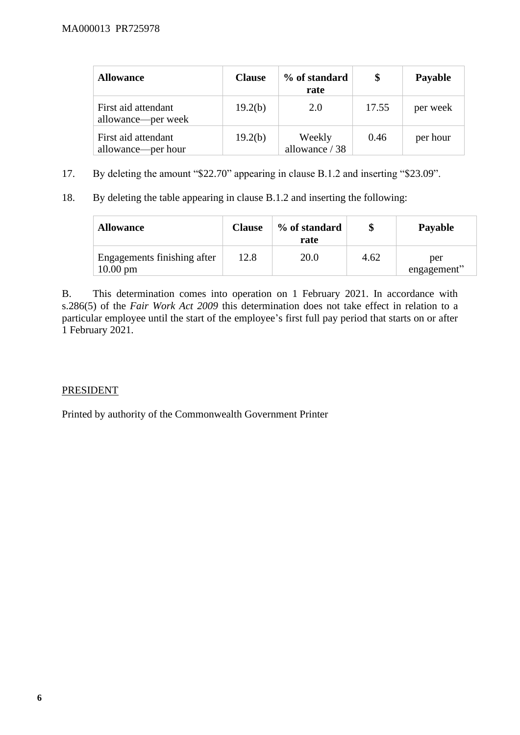| Allowance | Clause | % of standard rate | $ | Payable |
|---|---|---|---|---|
| First aid attendant allowance—per week | 19.2(b) | 2.0 | 17.55 | per week |
| First aid attendant allowance—per hour | 19.2(b) | Weekly allowance / 38 | 0.46 | per hour |

17. By deleting the amount "$22.70" appearing in clause B.1.2 and inserting "$23.09".

18. By deleting the table appearing in clause B.1.2 and inserting the following:

| Allowance | Clause | % of standard rate | $ | Payable |
|---|---|---|---|---|
| Engagements finishing after 10.00 pm | 12.8 | 20.0 | 4.62 | per engagement" |

B. This determination comes into operation on 1 February 2021. In accordance with s.286(5) of the *Fair Work Act 2009* this determination does not take effect in relation to a particular employee until the start of the employee's first full pay period that starts on or after 1 February 2021.

PRESIDENT

Printed by authority of the Commonwealth Government Printer